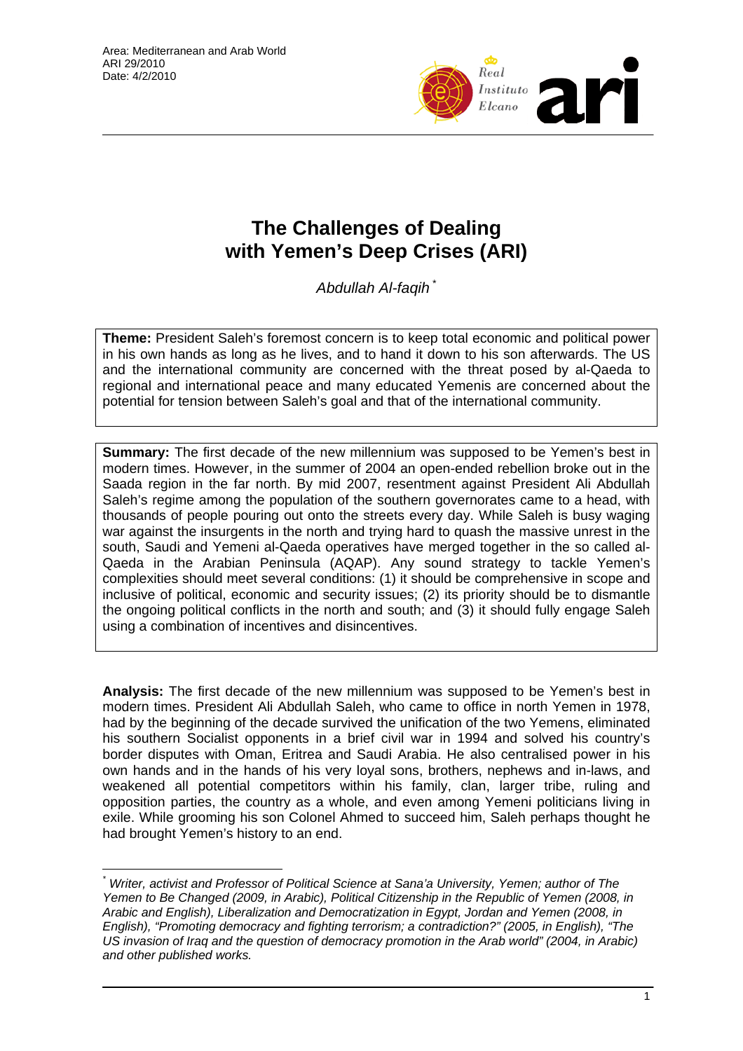Area: Mediterranean and Arab World
ARI 29/2010
Date: 4/2/2010

# The Challenges of Dealing with Yemen's Deep Crises (ARI)

*Abdullah Al-faqih* [*]

**Theme:** President Saleh's foremost concern is to keep total economic and political power in his own hands as long as he lives, and to hand it down to his son afterwards. The US and the international community are concerned with the threat posed by al-Qaeda to regional and international peace and many educated Yemenis are concerned about the potential for tension between Saleh's goal and that of the international community.

**Summary:** The first decade of the new millennium was supposed to be Yemen's best in modern times. However, in the summer of 2004 an open-ended rebellion broke out in the Saada region in the far north. By mid 2007, resentment against President Ali Abdullah Saleh's regime among the population of the southern governorates came to a head, with thousands of people pouring out onto the streets every day. While Saleh is busy waging war against the insurgents in the north and trying hard to quash the massive unrest in the south, Saudi and Yemeni al-Qaeda operatives have merged together in the so called al-Qaeda in the Arabian Peninsula (AQAP). Any sound strategy to tackle Yemen's complexities should meet several conditions: (1) it should be comprehensive in scope and inclusive of political, economic and security issues; (2) its priority should be to dismantle the ongoing political conflicts in the north and south; and (3) it should fully engage Saleh using a combination of incentives and disincentives.

**Analysis:** The first decade of the new millennium was supposed to be Yemen's best in modern times. President Ali Abdullah Saleh, who came to office in north Yemen in 1978, had by the beginning of the decade survived the unification of the two Yemens, eliminated his southern Socialist opponents in a brief civil war in 1994 and solved his country's border disputes with Oman, Eritrea and Saudi Arabia. He also centralised power in his own hands and in the hands of his very loyal sons, brothers, nephews and in-laws, and weakened all potential competitors within his family, clan, larger tribe, ruling and opposition parties, the country as a whole, and even among Yemeni politicians living in exile. While grooming his son Colonel Ahmed to succeed him, Saleh perhaps thought he had brought Yemen's history to an end.

[*] *Writer, activist and Professor of Political Science at Sana'a University, Yemen; author of The Yemen to Be Changed (2009, in Arabic), Political Citizenship in the Republic of Yemen (2008, in Arabic and English), Liberalization and Democratization in Egypt, Jordan and Yemen (2008, in English), "Promoting democracy and fighting terrorism; a contradiction?" (2005, in English), "The US invasion of Iraq and the question of democracy promotion in the Arab world" (2004, in Arabic) and other published works.*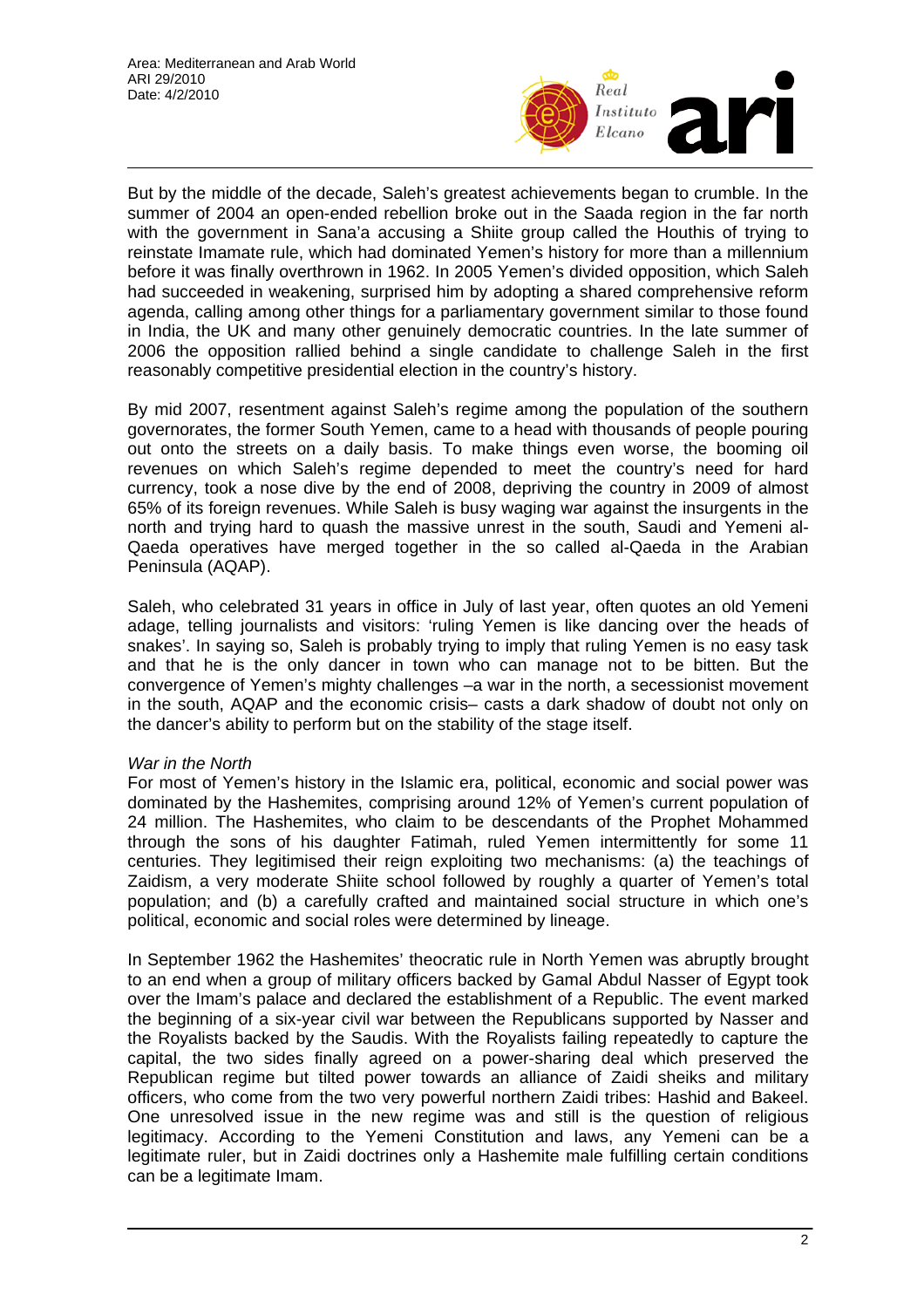But by the middle of the decade, Saleh's greatest achievements began to crumble. In the summer of 2004 an open-ended rebellion broke out in the Saada region in the far north with the government in Sana'a accusing a Shiite group called the Houthis of trying to reinstate Imamate rule, which had dominated Yemen's history for more than a millennium before it was finally overthrown in 1962. In 2005 Yemen's divided opposition, which Saleh had succeeded in weakening, surprised him by adopting a shared comprehensive reform agenda, calling among other things for a parliamentary government similar to those found in India, the UK and many other genuinely democratic countries. In the late summer of 2006 the opposition rallied behind a single candidate to challenge Saleh in the first reasonably competitive presidential election in the country's history.

By mid 2007, resentment against Saleh's regime among the population of the southern governorates, the former South Yemen, came to a head with thousands of people pouring out onto the streets on a daily basis. To make things even worse, the booming oil revenues on which Saleh's regime depended to meet the country's need for hard currency, took a nose dive by the end of 2008, depriving the country in 2009 of almost 65% of its foreign revenues. While Saleh is busy waging war against the insurgents in the north and trying hard to quash the massive unrest in the south, Saudi and Yemeni al-Qaeda operatives have merged together in the so called al-Qaeda in the Arabian Peninsula (AQAP).

Saleh, who celebrated 31 years in office in July of last year, often quotes an old Yemeni adage, telling journalists and visitors: 'ruling Yemen is like dancing over the heads of snakes'. In saying so, Saleh is probably trying to imply that ruling Yemen is no easy task and that he is the only dancer in town who can manage not to be bitten. But the convergence of Yemen's mighty challenges –a war in the north, a secessionist movement in the south, AQAP and the economic crisis– casts a dark shadow of doubt not only on the dancer's ability to perform but on the stability of the stage itself.

*War in the North*

For most of Yemen's history in the Islamic era, political, economic and social power was dominated by the Hashemites, comprising around 12% of Yemen's current population of 24 million. The Hashemites, who claim to be descendants of the Prophet Mohammed through the sons of his daughter Fatimah, ruled Yemen intermittently for some 11 centuries. They legitimised their reign exploiting two mechanisms: (a) the teachings of Zaidism, a very moderate Shiite school followed by roughly a quarter of Yemen's total population; and (b) a carefully crafted and maintained social structure in which one's political, economic and social roles were determined by lineage.

In September 1962 the Hashemites' theocratic rule in North Yemen was abruptly brought to an end when a group of military officers backed by Gamal Abdul Nasser of Egypt took over the Imam's palace and declared the establishment of a Republic. The event marked the beginning of a six-year civil war between the Republicans supported by Nasser and the Royalists backed by the Saudis. With the Royalists failing repeatedly to capture the capital, the two sides finally agreed on a power-sharing deal which preserved the Republican regime but tilted power towards an alliance of Zaidi sheiks and military officers, who come from the two very powerful northern Zaidi tribes: Hashid and Bakeel. One unresolved issue in the new regime was and still is the question of religious legitimacy. According to the Yemeni Constitution and laws, any Yemeni can be a legitimate ruler, but in Zaidi doctrines only a Hashemite male fulfilling certain conditions can be a legitimate Imam.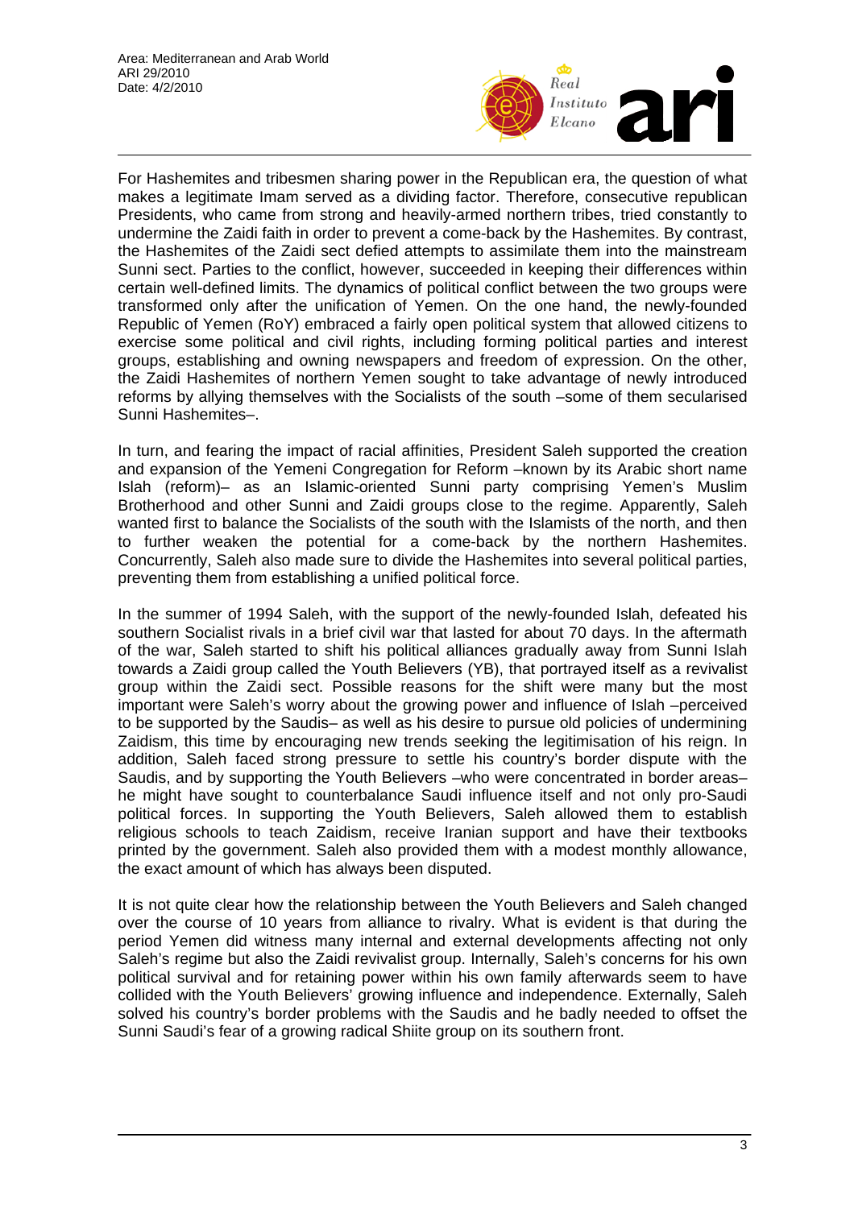For Hashemites and tribesmen sharing power in the Republican era, the question of what makes a legitimate Imam served as a dividing factor. Therefore, consecutive republican Presidents, who came from strong and heavily-armed northern tribes, tried constantly to undermine the Zaidi faith in order to prevent a come-back by the Hashemites. By contrast, the Hashemites of the Zaidi sect defied attempts to assimilate them into the mainstream Sunni sect. Parties to the conflict, however, succeeded in keeping their differences within certain well-defined limits. The dynamics of political conflict between the two groups were transformed only after the unification of Yemen. On the one hand, the newly-founded Republic of Yemen (RoY) embraced a fairly open political system that allowed citizens to exercise some political and civil rights, including forming political parties and interest groups, establishing and owning newspapers and freedom of expression. On the other, the Zaidi Hashemites of northern Yemen sought to take advantage of newly introduced reforms by allying themselves with the Socialists of the south –some of them secularised Sunni Hashemites–.

In turn, and fearing the impact of racial affinities, President Saleh supported the creation and expansion of the Yemeni Congregation for Reform –known by its Arabic short name Islah (reform)– as an Islamic-oriented Sunni party comprising Yemen's Muslim Brotherhood and other Sunni and Zaidi groups close to the regime. Apparently, Saleh wanted first to balance the Socialists of the south with the Islamists of the north, and then to further weaken the potential for a come-back by the northern Hashemites. Concurrently, Saleh also made sure to divide the Hashemites into several political parties, preventing them from establishing a unified political force.

In the summer of 1994 Saleh, with the support of the newly-founded Islah, defeated his southern Socialist rivals in a brief civil war that lasted for about 70 days. In the aftermath of the war, Saleh started to shift his political alliances gradually away from Sunni Islah towards a Zaidi group called the Youth Believers (YB), that portrayed itself as a revivalist group within the Zaidi sect. Possible reasons for the shift were many but the most important were Saleh's worry about the growing power and influence of Islah –perceived to be supported by the Saudis– as well as his desire to pursue old policies of undermining Zaidism, this time by encouraging new trends seeking the legitimisation of his reign. In addition, Saleh faced strong pressure to settle his country's border dispute with the Saudis, and by supporting the Youth Believers –who were concentrated in border areas– he might have sought to counterbalance Saudi influence itself and not only pro-Saudi political forces. In supporting the Youth Believers, Saleh allowed them to establish religious schools to teach Zaidism, receive Iranian support and have their textbooks printed by the government. Saleh also provided them with a modest monthly allowance, the exact amount of which has always been disputed.

It is not quite clear how the relationship between the Youth Believers and Saleh changed over the course of 10 years from alliance to rivalry. What is evident is that during the period Yemen did witness many internal and external developments affecting not only Saleh's regime but also the Zaidi revivalist group. Internally, Saleh's concerns for his own political survival and for retaining power within his own family afterwards seem to have collided with the Youth Believers' growing influence and independence. Externally, Saleh solved his country's border problems with the Saudis and he badly needed to offset the Sunni Saudi's fear of a growing radical Shiite group on its southern front.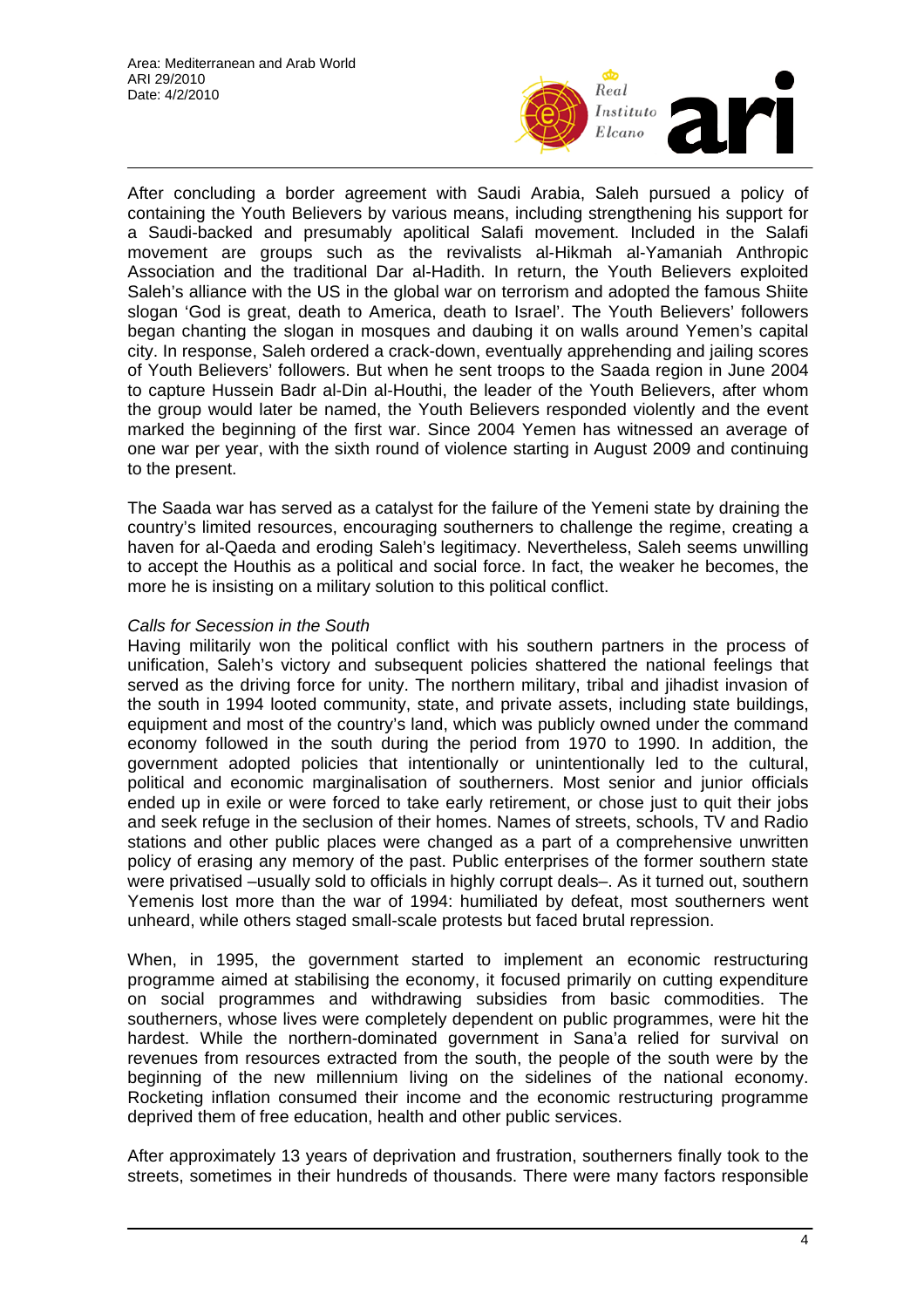After concluding a border agreement with Saudi Arabia, Saleh pursued a policy of containing the Youth Believers by various means, including strengthening his support for a Saudi-backed and presumably apolitical Salafi movement. Included in the Salafi movement are groups such as the revivalists al-Hikmah al-Yamaniah Anthropic Association and the traditional Dar al-Hadith. In return, the Youth Believers exploited Saleh's alliance with the US in the global war on terrorism and adopted the famous Shiite slogan 'God is great, death to America, death to Israel'. The Youth Believers' followers began chanting the slogan in mosques and daubing it on walls around Yemen's capital city. In response, Saleh ordered a crack-down, eventually apprehending and jailing scores of Youth Believers' followers. But when he sent troops to the Saada region in June 2004 to capture Hussein Badr al-Din al-Houthi, the leader of the Youth Believers, after whom the group would later be named, the Youth Believers responded violently and the event marked the beginning of the first war. Since 2004 Yemen has witnessed an average of one war per year, with the sixth round of violence starting in August 2009 and continuing to the present.

The Saada war has served as a catalyst for the failure of the Yemeni state by draining the country's limited resources, encouraging southerners to challenge the regime, creating a haven for al-Qaeda and eroding Saleh's legitimacy. Nevertheless, Saleh seems unwilling to accept the Houthis as a political and social force. In fact, the weaker he becomes, the more he is insisting on a military solution to this political conflict.

*Calls for Secession in the South*

Having militarily won the political conflict with his southern partners in the process of unification, Saleh's victory and subsequent policies shattered the national feelings that served as the driving force for unity. The northern military, tribal and jihadist invasion of the south in 1994 looted community, state, and private assets, including state buildings, equipment and most of the country's land, which was publicly owned under the command economy followed in the south during the period from 1970 to 1990. In addition, the government adopted policies that intentionally or unintentionally led to the cultural, political and economic marginalisation of southerners. Most senior and junior officials ended up in exile or were forced to take early retirement, or chose just to quit their jobs and seek refuge in the seclusion of their homes. Names of streets, schools, TV and Radio stations and other public places were changed as a part of a comprehensive unwritten policy of erasing any memory of the past. Public enterprises of the former southern state were privatised –usually sold to officials in highly corrupt deals–. As it turned out, southern Yemenis lost more than the war of 1994: humiliated by defeat, most southerners went unheard, while others staged small-scale protests but faced brutal repression.

When, in 1995, the government started to implement an economic restructuring programme aimed at stabilising the economy, it focused primarily on cutting expenditure on social programmes and withdrawing subsidies from basic commodities. The southerners, whose lives were completely dependent on public programmes, were hit the hardest. While the northern-dominated government in Sana'a relied for survival on revenues from resources extracted from the south, the people of the south were by the beginning of the new millennium living on the sidelines of the national economy. Rocketing inflation consumed their income and the economic restructuring programme deprived them of free education, health and other public services.

After approximately 13 years of deprivation and frustration, southerners finally took to the streets, sometimes in their hundreds of thousands. There were many factors responsible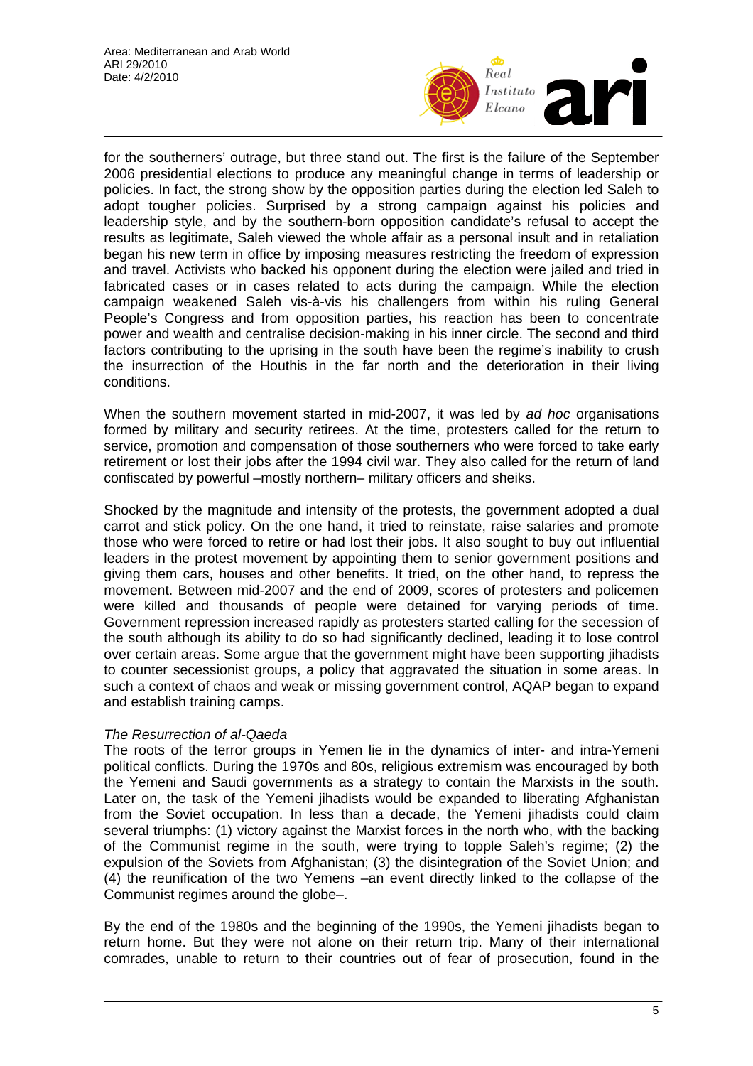for the southerners' outrage, but three stand out. The first is the failure of the September 2006 presidential elections to produce any meaningful change in terms of leadership or policies. In fact, the strong show by the opposition parties during the election led Saleh to adopt tougher policies. Surprised by a strong campaign against his policies and leadership style, and by the southern-born opposition candidate's refusal to accept the results as legitimate, Saleh viewed the whole affair as a personal insult and in retaliation began his new term in office by imposing measures restricting the freedom of expression and travel. Activists who backed his opponent during the election were jailed and tried in fabricated cases or in cases related to acts during the campaign. While the election campaign weakened Saleh vis-à-vis his challengers from within his ruling General People's Congress and from opposition parties, his reaction has been to concentrate power and wealth and centralise decision-making in his inner circle. The second and third factors contributing to the uprising in the south have been the regime's inability to crush the insurrection of the Houthis in the far north and the deterioration in their living conditions.

When the southern movement started in mid-2007, it was led by *ad hoc* organisations formed by military and security retirees. At the time, protesters called for the return to service, promotion and compensation of those southerners who were forced to take early retirement or lost their jobs after the 1994 civil war. They also called for the return of land confiscated by powerful –mostly northern– military officers and sheiks.

Shocked by the magnitude and intensity of the protests, the government adopted a dual carrot and stick policy. On the one hand, it tried to reinstate, raise salaries and promote those who were forced to retire or had lost their jobs. It also sought to buy out influential leaders in the protest movement by appointing them to senior government positions and giving them cars, houses and other benefits. It tried, on the other hand, to repress the movement. Between mid-2007 and the end of 2009, scores of protesters and policemen were killed and thousands of people were detained for varying periods of time. Government repression increased rapidly as protesters started calling for the secession of the south although its ability to do so had significantly declined, leading it to lose control over certain areas. Some argue that the government might have been supporting jihadists to counter secessionist groups, a policy that aggravated the situation in some areas. In such a context of chaos and weak or missing government control, AQAP began to expand and establish training camps.

*The Resurrection of al-Qaeda*

The roots of the terror groups in Yemen lie in the dynamics of inter- and intra-Yemeni political conflicts. During the 1970s and 80s, religious extremism was encouraged by both the Yemeni and Saudi governments as a strategy to contain the Marxists in the south. Later on, the task of the Yemeni jihadists would be expanded to liberating Afghanistan from the Soviet occupation. In less than a decade, the Yemeni jihadists could claim several triumphs: (1) victory against the Marxist forces in the north who, with the backing of the Communist regime in the south, were trying to topple Saleh's regime; (2) the expulsion of the Soviets from Afghanistan; (3) the disintegration of the Soviet Union; and (4) the reunification of the two Yemens –an event directly linked to the collapse of the Communist regimes around the globe–.

By the end of the 1980s and the beginning of the 1990s, the Yemeni jihadists began to return home. But they were not alone on their return trip. Many of their international comrades, unable to return to their countries out of fear of prosecution, found in the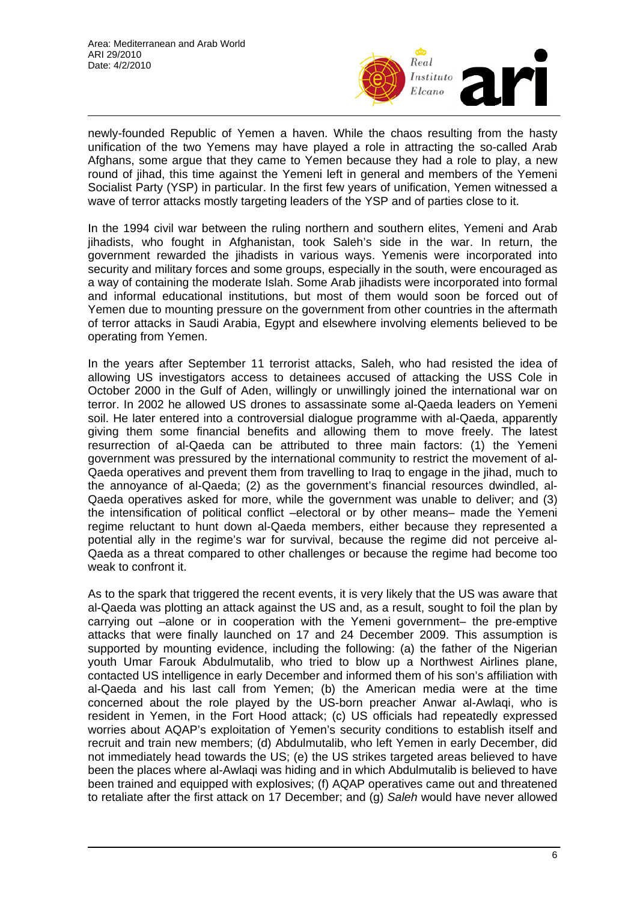newly-founded Republic of Yemen a haven. While the chaos resulting from the hasty unification of the two Yemens may have played a role in attracting the so-called Arab Afghans, some argue that they came to Yemen because they had a role to play, a new round of jihad, this time against the Yemeni left in general and members of the Yemeni Socialist Party (YSP) in particular. In the first few years of unification, Yemen witnessed a wave of terror attacks mostly targeting leaders of the YSP and of parties close to it.

In the 1994 civil war between the ruling northern and southern elites, Yemeni and Arab jihadists, who fought in Afghanistan, took Saleh's side in the war. In return, the government rewarded the jihadists in various ways. Yemenis were incorporated into security and military forces and some groups, especially in the south, were encouraged as a way of containing the moderate Islah. Some Arab jihadists were incorporated into formal and informal educational institutions, but most of them would soon be forced out of Yemen due to mounting pressure on the government from other countries in the aftermath of terror attacks in Saudi Arabia, Egypt and elsewhere involving elements believed to be operating from Yemen.

In the years after September 11 terrorist attacks, Saleh, who had resisted the idea of allowing US investigators access to detainees accused of attacking the USS Cole in October 2000 in the Gulf of Aden, willingly or unwillingly joined the international war on terror. In 2002 he allowed US drones to assassinate some al-Qaeda leaders on Yemeni soil. He later entered into a controversial dialogue programme with al-Qaeda, apparently giving them some financial benefits and allowing them to move freely. The latest resurrection of al-Qaeda can be attributed to three main factors: (1) the Yemeni government was pressured by the international community to restrict the movement of al-Qaeda operatives and prevent them from travelling to Iraq to engage in the jihad, much to the annoyance of al-Qaeda; (2) as the government's financial resources dwindled, al-Qaeda operatives asked for more, while the government was unable to deliver; and (3) the intensification of political conflict –electoral or by other means– made the Yemeni regime reluctant to hunt down al-Qaeda members, either because they represented a potential ally in the regime's war for survival, because the regime did not perceive al-Qaeda as a threat compared to other challenges or because the regime had become too weak to confront it.

As to the spark that triggered the recent events, it is very likely that the US was aware that al-Qaeda was plotting an attack against the US and, as a result, sought to foil the plan by carrying out –alone or in cooperation with the Yemeni government– the pre-emptive attacks that were finally launched on 17 and 24 December 2009. This assumption is supported by mounting evidence, including the following: (a) the father of the Nigerian youth Umar Farouk Abdulmutalib, who tried to blow up a Northwest Airlines plane, contacted US intelligence in early December and informed them of his son's affiliation with al-Qaeda and his last call from Yemen; (b) the American media were at the time concerned about the role played by the US-born preacher Anwar al-Awlaqi, who is resident in Yemen, in the Fort Hood attack; (c) US officials had repeatedly expressed worries about AQAP's exploitation of Yemen's security conditions to establish itself and recruit and train new members; (d) Abdulmutalib, who left Yemen in early December, did not immediately head towards the US; (e) the US strikes targeted areas believed to have been the places where al-Awlaqi was hiding and in which Abdulmutalib is believed to have been trained and equipped with explosives; (f) AQAP operatives came out and threatened to retaliate after the first attack on 17 December; and (g) *Saleh* would have never allowed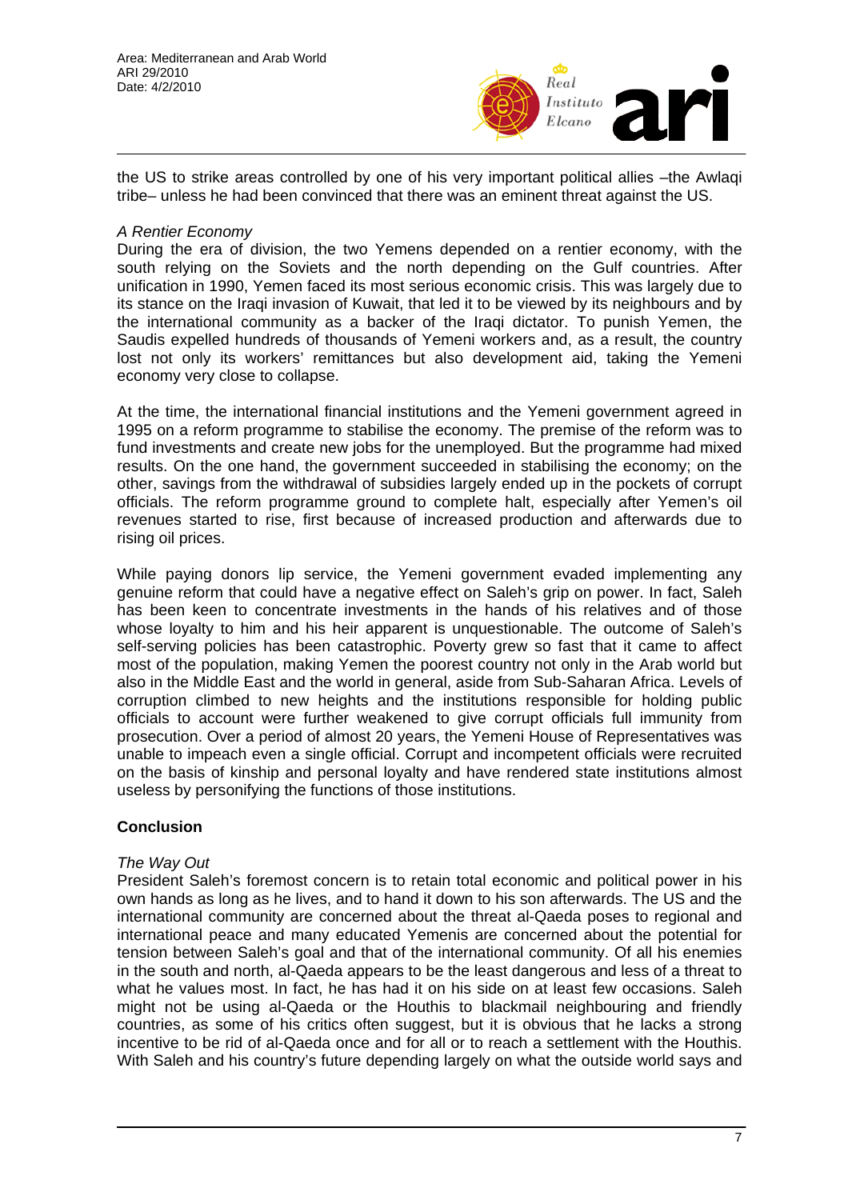the US to strike areas controlled by one of his very important political allies –the Awlaqi tribe– unless he had been convinced that there was an eminent threat against the US.

*A Rentier Economy*

During the era of division, the two Yemens depended on a rentier economy, with the south relying on the Soviets and the north depending on the Gulf countries. After unification in 1990, Yemen faced its most serious economic crisis. This was largely due to its stance on the Iraqi invasion of Kuwait, that led it to be viewed by its neighbours and by the international community as a backer of the Iraqi dictator. To punish Yemen, the Saudis expelled hundreds of thousands of Yemeni workers and, as a result, the country lost not only its workers' remittances but also development aid, taking the Yemeni economy very close to collapse.

At the time, the international financial institutions and the Yemeni government agreed in 1995 on a reform programme to stabilise the economy. The premise of the reform was to fund investments and create new jobs for the unemployed. But the programme had mixed results. On the one hand, the government succeeded in stabilising the economy; on the other, savings from the withdrawal of subsidies largely ended up in the pockets of corrupt officials. The reform programme ground to complete halt, especially after Yemen's oil revenues started to rise, first because of increased production and afterwards due to rising oil prices.

While paying donors lip service, the Yemeni government evaded implementing any genuine reform that could have a negative effect on Saleh's grip on power. In fact, Saleh has been keen to concentrate investments in the hands of his relatives and of those whose loyalty to him and his heir apparent is unquestionable. The outcome of Saleh's self-serving policies has been catastrophic. Poverty grew so fast that it came to affect most of the population, making Yemen the poorest country not only in the Arab world but also in the Middle East and the world in general, aside from Sub-Saharan Africa. Levels of corruption climbed to new heights and the institutions responsible for holding public officials to account were further weakened to give corrupt officials full immunity from prosecution. Over a period of almost 20 years, the Yemeni House of Representatives was unable to impeach even a single official. Corrupt and incompetent officials were recruited on the basis of kinship and personal loyalty and have rendered state institutions almost useless by personifying the functions of those institutions.

## Conclusion

*The Way Out*

President Saleh's foremost concern is to retain total economic and political power in his own hands as long as he lives, and to hand it down to his son afterwards. The US and the international community are concerned about the threat al-Qaeda poses to regional and international peace and many educated Yemenis are concerned about the potential for tension between Saleh's goal and that of the international community. Of all his enemies in the south and north, al-Qaeda appears to be the least dangerous and less of a threat to what he values most. In fact, he has had it on his side on at least few occasions. Saleh might not be using al-Qaeda or the Houthis to blackmail neighbouring and friendly countries, as some of his critics often suggest, but it is obvious that he lacks a strong incentive to be rid of al-Qaeda once and for all or to reach a settlement with the Houthis. With Saleh and his country's future depending largely on what the outside world says and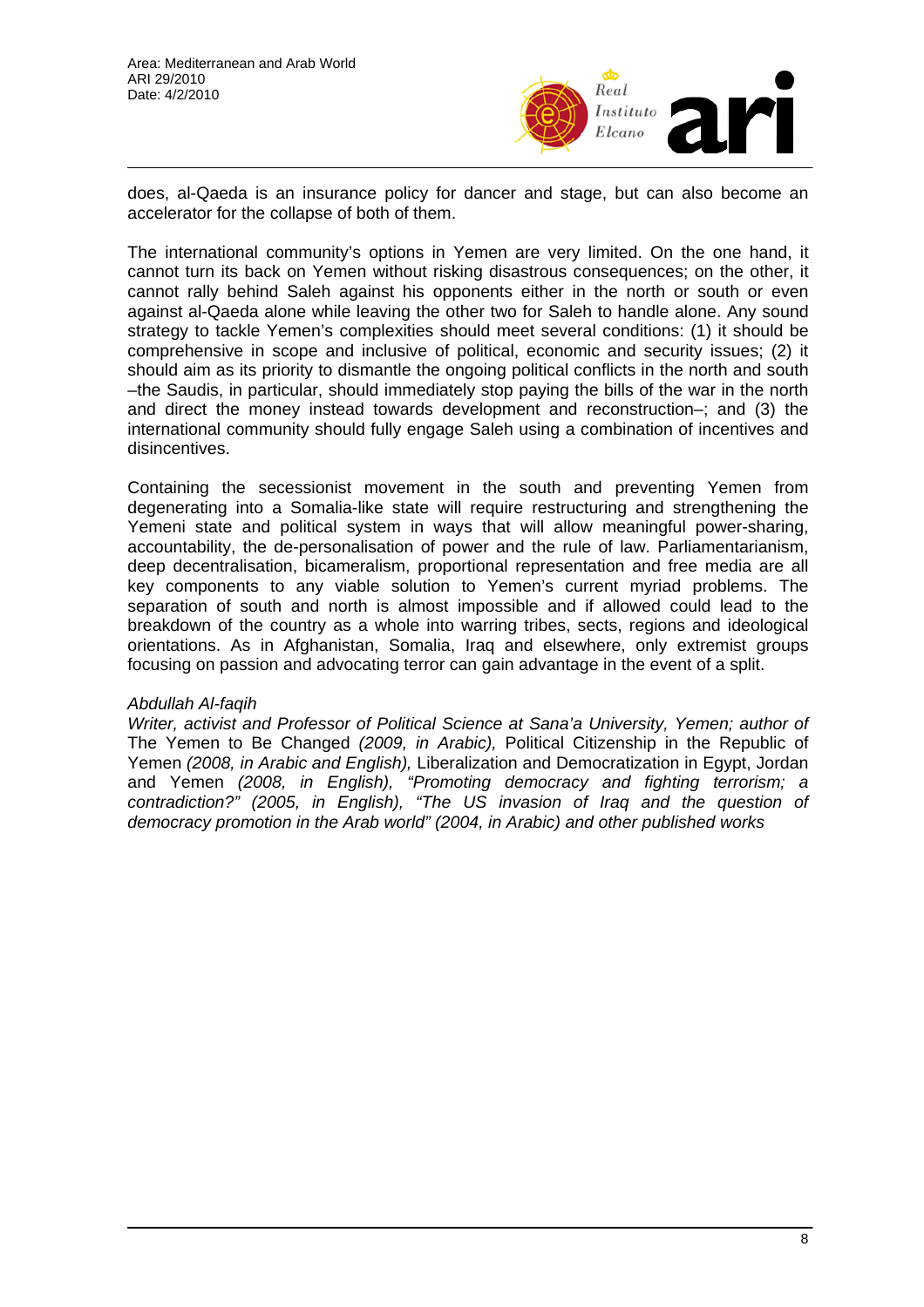does, al-Qaeda is an insurance policy for dancer and stage, but can also become an accelerator for the collapse of both of them.

The international community's options in Yemen are very limited. On the one hand, it cannot turn its back on Yemen without risking disastrous consequences; on the other, it cannot rally behind Saleh against his opponents either in the north or south or even against al-Qaeda alone while leaving the other two for Saleh to handle alone. Any sound strategy to tackle Yemen's complexities should meet several conditions: (1) it should be comprehensive in scope and inclusive of political, economic and security issues; (2) it should aim as its priority to dismantle the ongoing political conflicts in the north and south –the Saudis, in particular, should immediately stop paying the bills of the war in the north and direct the money instead towards development and reconstruction–; and (3) the international community should fully engage Saleh using a combination of incentives and disincentives.

Containing the secessionist movement in the south and preventing Yemen from degenerating into a Somalia-like state will require restructuring and strengthening the Yemeni state and political system in ways that will allow meaningful power-sharing, accountability, the de-personalisation of power and the rule of law. Parliamentarianism, deep decentralisation, bicameralism, proportional representation and free media are all key components to any viable solution to Yemen's current myriad problems. The separation of south and north is almost impossible and if allowed could lead to the breakdown of the country as a whole into warring tribes, sects, regions and ideological orientations. As in Afghanistan, Somalia, Iraq and elsewhere, only extremist groups focusing on passion and advocating terror can gain advantage in the event of a split.

*Abdullah Al-faqih*
*Writer, activist and Professor of Political Science at Sana'a University, Yemen; author of* The Yemen to Be Changed *(2009, in Arabic),* Political Citizenship in the Republic of Yemen *(2008, in Arabic and English),* Liberalization and Democratization in Egypt, Jordan and Yemen *(2008, in English), "Promoting democracy and fighting terrorism; a contradiction?" (2005, in English), "The US invasion of Iraq and the question of democracy promotion in the Arab world" (2004, in Arabic) and other published works*